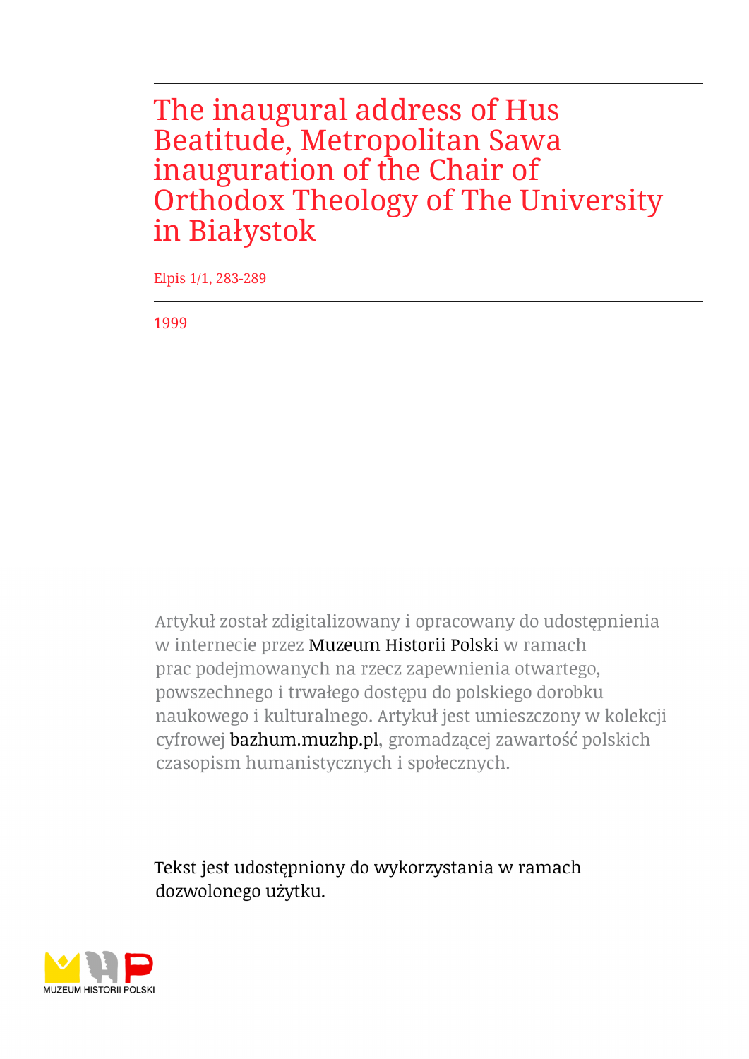# The inaugural address of Hus Beatitude, Metropolitan Sawa inauguration of the Chair of Orthodox Theology of The University in Białystok

Elpis 1/1, 283-289

1999

Artykuł został zdigitalizowany i opracowany do udostępnienia w internecie przez Muzeum Historii Polski w ramach prac podejmowanych na rzecz zapewnienia otwartego, powszechnego i trwałego dostępu do polskiego dorobku naukowego i kulturalnego. Artykuł jest umieszczony w kolekcji cyfrowej bazhum.muzhp.pl, gromadzącej zawartość polskich czasopism humanistycznych i społecznych.

Tekst jest udostępniony do wykorzystania w ramach dozwolonego użytku.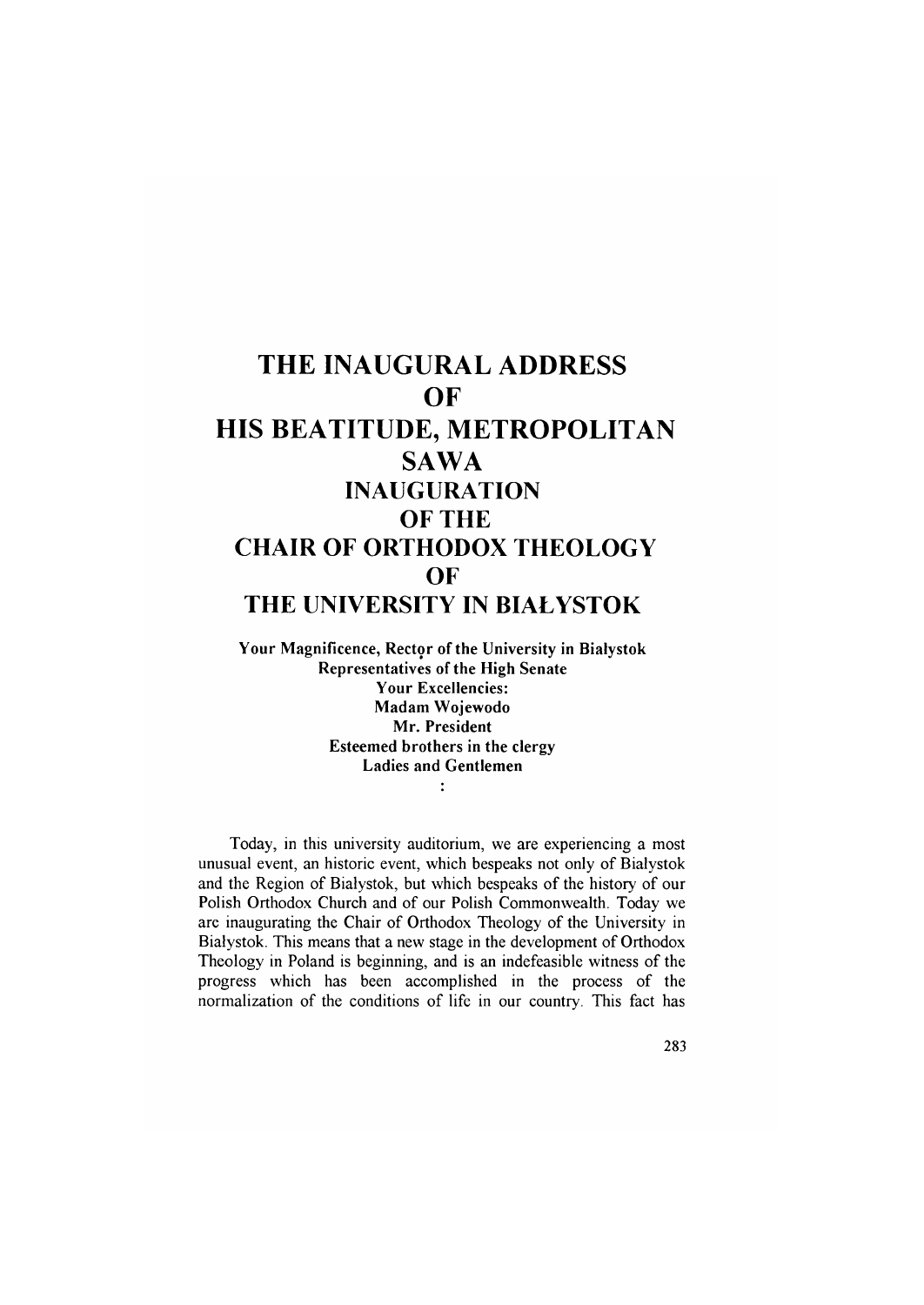# THE INAUGURAL ADDRESS OF HIS BEATITUDE, METROPOLITAN SAWA INAUGURATION OF THE CHAIR OF ORTHODOX THEOLOGY OF THE UNIVERSITY IN BIAŁYSTOK

**Your Magnificence, Rector of the University in Białystok**
**Representatives of the High Senate**
**Your Excellencies:**
**Madam Wojewodo**
**Mr. President**
**Esteemed brothers in the clergy**
**Ladies and Gentlemen**
**:**

Today, in this university auditorium, we are experiencing a most unusual event, an historic event, which bespeaks not only of Bialystok and the Region of Bialystok, but which bespeaks of the history of our Polish Orthodox Church and of our Polish Commonwealth. Today we are inaugurating the Chair of Orthodox Theology of the University in Białystok. This means that a new stage in the development of Orthodox Theology in Poland is beginning, and is an indefeasible witness of the progress which has been accomplished in the process of the normalization of the conditions of life in our country. This fact has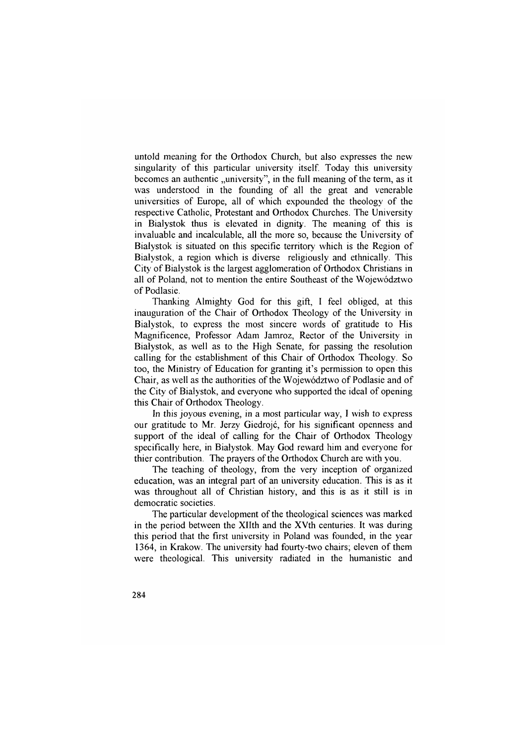untold meaning for the Orthodox Church, but also expresses the new singularity of this particular university itself. Today this university becomes an authentic „university", in the full meaning of the term, as it was understood in the founding of all the great and venerable universities of Europe, all of which expounded the theology of the respective Catholic, Protestant and Orthodox Churches. The University in Bialystok thus is elevated in dignity. The meaning of this is invaluable and incalculable, all the more so, because the University of Bialystok is situated on this specific territory which is the Region of Bialystok, a region which is diverse religiously and ethnically. This City of Bialystok is the largest agglomeration of Orthodox Christians in all of Poland, not to mention the entire Southeast of the Województwo of Podlasie.

Thanking Almighty God for this gift, I feel obliged, at this inauguration of the Chair of Orthodox Theology of the University in Bialystok, to express the most sincere words of gratitude to His Magnificence, Professor Adam Jamroz, Rector of the University in Bialystok, as well as to the High Senate, for passing the resolution calling for the establishment of this Chair of Orthodox Theology. So too, the Ministry of Education for granting it's permission to open this Chair, as well as the authorities of the Województwo of Podlasie and of the City of Bialystok, and everyone who supported the ideal of opening this Chair of Orthodox Theology.

In this joyous evening, in a most particular way, I wish to express our gratitude to Mr. Jerzy Giedrojć, for his significant openness and support of the ideal of calling for the Chair of Orthodox Theology specifically here, in Bialystok. May God reward him and everyone for thier contribution. The prayers of the Orthodox Church are with you.

The teaching of theology, from the very inception of organized education, was an integral part of an university education. This is as it was throughout all of Christian history, and this is as it still is in democratic societies.

The particular development of the theological sciences was marked in the period between the XIIth and the XVth centuries. It was during this period that the first university in Poland was founded, in the year 1364, in Krakow. The university had fourty-two chairs; eleven of them were theological. This university radiated in the humanistic and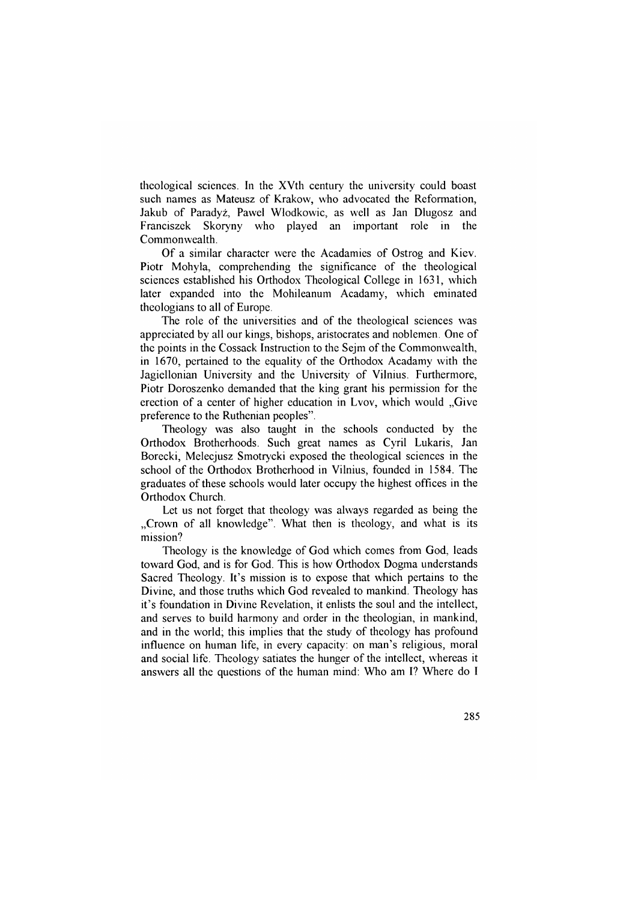theological sciences. In the XVth century the university could boast such names as Mateusz of Krakow, who advocated the Reformation, Jakub of Paradyż, Pawel Wlodkowic, as well as Jan Dlugosz and Franciszek Skoryny who played an important role in the Commonwealth.

Of a similar character were the Acadamies of Ostrog and Kiev. Piotr Mohyla, comprehending the significance of the theological sciences established his Orthodox Theological College in 1631, which later expanded into the Mohileanum Acadamy, which eminated theologians to all of Europe.

The role of the universities and of the theological sciences was appreciated by all our kings, bishops, aristocrates and noblemen. One of the points in the Cossack Instruction to the Sejm of the Commonwealth, in 1670, pertained to the equality of the Orthodox Acadamy with the Jagiellonian University and the University of Vilnius. Furthermore, Piotr Doroszenko demanded that the king grant his permission for the erection of a center of higher education in Lvov, which would „Give preference to the Ruthenian peoples".

Theology was also taught in the schools conducted by the Orthodox Brotherhoods. Such great names as Cyril Lukaris, Jan Borecki, Melecjusz Smotrycki exposed the theological sciences in the school of the Orthodox Brotherhood in Vilnius, founded in 1584. The graduates of these schools would later occupy the highest offices in the Orthodox Church.

Let us not forget that theology was always regarded as being the „Crown of all knowledge". What then is theology, and what is its mission?

Theology is the knowledge of God which comes from God, leads toward God, and is for God. This is how Orthodox Dogma understands Sacred Theology. It's mission is to expose that which pertains to the Divine, and those truths which God revealed to mankind. Theology has it's foundation in Divine Revelation, it enlists the soul and the intellect, and serves to build harmony and order in the theologian, in mankind, and in the world; this implies that the study of theology has profound influence on human life, in every capacity: on man's religious, moral and social life. Theology satiates the hunger of the intellect, whereas it answers all the questions of the human mind: Who am I? Where do I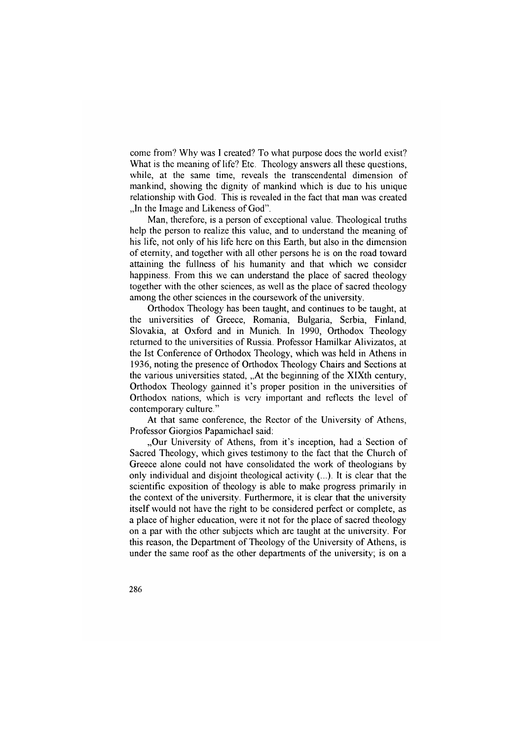come from? Why was I created? To what purpose does the world exist? What is the meaning of life? Etc. Theology answers all these questions, while, at the same time, reveals the transcendental dimension of mankind, showing the dignity of mankind which is due to his unique relationship with God. This is revealed in the fact that man was created „In the Image and Likeness of God".

Man, therefore, is a person of exceptional value. Theological truths help the person to realize this value, and to understand the meaning of his life, not only of his life here on this Earth, but also in the dimension of eternity, and together with all other persons he is on the road toward attaining the fullness of his humanity and that which we consider happiness. From this we can understand the place of sacred theology together with the other sciences, as well as the place of sacred theology among the other sciences in the coursework of the university.

Orthodox Theology has been taught, and continues to be taught, at the universities of Greece, Romania, Bulgaria, Serbia, Finland, Slovakia, at Oxford and in Munich. In 1990, Orthodox Theology returned to the universities of Russia. Professor Hamilkar Alivizatos, at the Ist Conference of Orthodox Theology, which was held in Athens in 1936, noting the presence of Orthodox Theology Chairs and Sections at the various universities stated, „At the beginning of the XIXth century, Orthodox Theology gainned it's proper position in the universities of Orthodox nations, which is very important and reflects the level of contemporary culture."

At that same conference, the Rector of the University of Athens, Professor Giorgios Papamichael said:

„Our University of Athens, from it's inception, had a Section of Sacred Theology, which gives testimony to the fact that the Church of Greece alone could not have consolidated the work of theologians by only individual and disjoint theological activity (...). It is clear that the scientific exposition of theology is able to make progress primarily in the context of the university. Furthermore, it is clear that the university itself would not have the right to be considered perfect or complete, as a place of higher education, were it not for the place of sacred theology on a par with the other subjects which are taught at the university. For this reason, the Department of Theology of the University of Athens, is under the same roof as the other departments of the university; is on a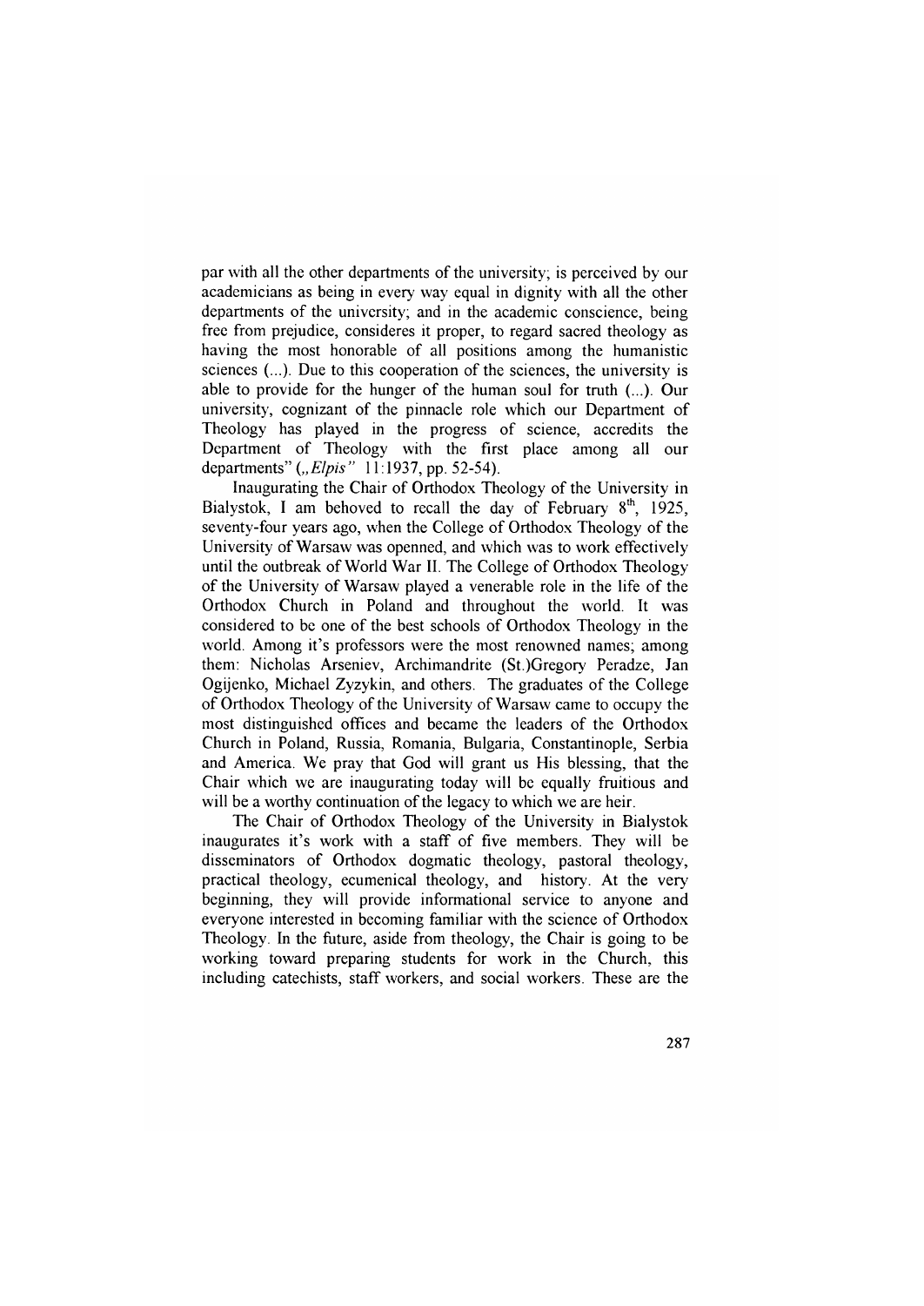par with all the other departments of the university; is perceived by our academicians as being in every way equal in dignity with all the other departments of the university; and in the academic conscience, being free from prejudice, consideres it proper, to regard sacred theology as having the most honorable of all positions among the humanistic sciences (...). Due to this cooperation of the sciences, the university is able to provide for the hunger of the human soul for truth (...). Our university, cognizant of the pinnacle role which our Department of Theology has played in the progress of science, accredits the Department of Theology with the first place among all our departments" („*Elpis*" 11:1937, pp. 52-54).

Inaugurating the Chair of Orthodox Theology of the University in Bialystok, I am behoved to recall the day of February 8[th], 1925, seventy-four years ago, when the College of Orthodox Theology of the University of Warsaw was openned, and which was to work effectively until the outbreak of World War II. The College of Orthodox Theology of the University of Warsaw played a venerable role in the life of the Orthodox Church in Poland and throughout the world. It was considered to be one of the best schools of Orthodox Theology in the world. Among it's professors were the most renowned names; among them: Nicholas Arseniev, Archimandrite (St.)Gregory Peradze, Jan Ogijenko, Michael Zyzykin, and others. The graduates of the College of Orthodox Theology of the University of Warsaw came to occupy the most distinguished offices and became the leaders of the Orthodox Church in Poland, Russia, Romania, Bulgaria, Constantinople, Serbia and America. We pray that God will grant us His blessing, that the Chair which we are inaugurating today will be equally fruitious and will be a worthy continuation of the legacy to which we are heir.

The Chair of Orthodox Theology of the University in Bialystok inaugurates it's work with a staff of five members. They will be disseminators of Orthodox dogmatic theology, pastoral theology, practical theology, ecumenical theology, and history. At the very beginning, they will provide informational service to anyone and everyone interested in becoming familiar with the science of Orthodox Theology. In the future, aside from theology, the Chair is going to be working toward preparing students for work in the Church, this including catechists, staff workers, and social workers. These are the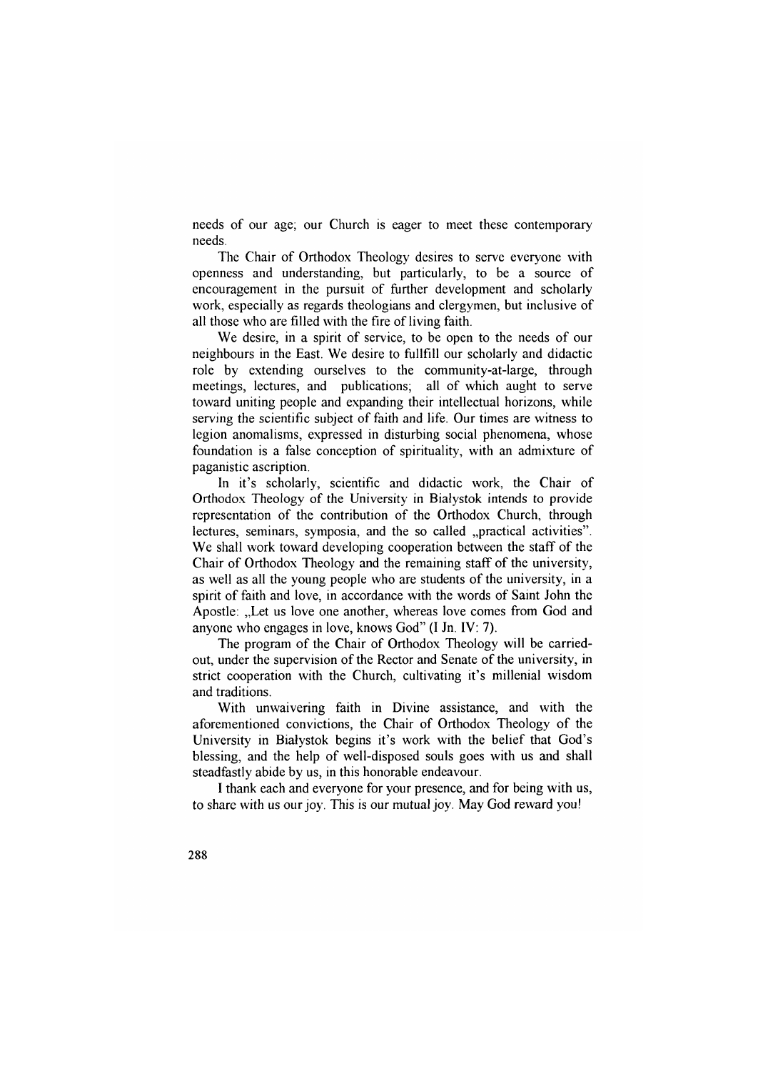needs of our age; our Church is eager to meet these contemporary needs.

The Chair of Orthodox Theology desires to serve everyone with openness and understanding, but particularly, to be a source of encouragement in the pursuit of further development and scholarly work, especially as regards theologians and clergymen, but inclusive of all those who are filled with the fire of living faith.

We desire, in a spirit of service, to be open to the needs of our neighbours in the East. We desire to fullfill our scholarly and didactic role by extending ourselves to the community-at-large, through meetings, lectures, and publications; all of which aught to serve toward uniting people and expanding their intellectual horizons, while serving the scientific subject of faith and life. Our times are witness to legion anomalisms, expressed in disturbing social phenomena, whose foundation is a false conception of spirituality, with an admixture of paganistic ascription.

In it's scholarly, scientific and didactic work, the Chair of Orthodox Theology of the University in Białystok intends to provide representation of the contribution of the Orthodox Church, through lectures, seminars, symposia, and the so called „practical activities". We shall work toward developing cooperation between the staff of the Chair of Orthodox Theology and the remaining staff of the university, as well as all the young people who are students of the university, in a spirit of faith and love, in accordance with the words of Saint John the Apostle: „Let us love one another, whereas love comes from God and anyone who engages in love, knows God" (I Jn. IV: 7).

The program of the Chair of Orthodox Theology will be carried-out, under the supervision of the Rector and Senate of the university, in strict cooperation with the Church, cultivating it's millenial wisdom and traditions.

With unwaivering faith in Divine assistance, and with the aforementioned convictions, the Chair of Orthodox Theology of the University in Białystok begins it's work with the belief that God's blessing, and the help of well-disposed souls goes with us and shall steadfastly abide by us, in this honorable endeavour.

I thank each and everyone for your presence, and for being with us, to share with us our joy. This is our mutual joy. May God reward you!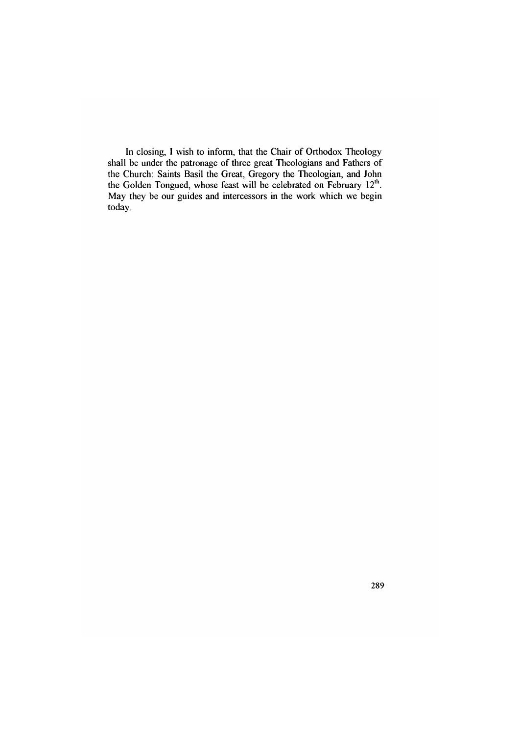In closing, I wish to inform, that the Chair of Orthodox Theology shall be under the patronage of three great Theologians and Fathers of the Church: Saints Basil the Great, Gregory the Theologian, and John the Golden Tongued, whose feast will be celebrated on February 12th. May they be our guides and intercessors in the work which we begin today.